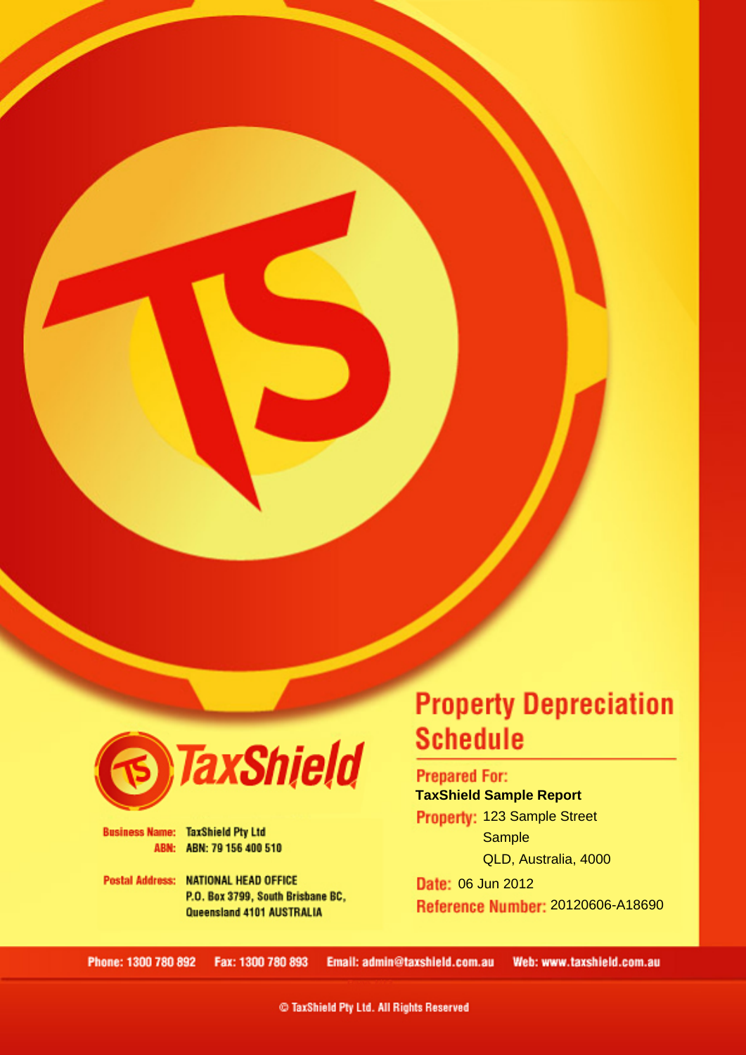# Property Depreciation Schedule

**Prepared For:**
**TaxShield Sample Report**

**Property:** 123 Sample Street
Sample
QLD, Australia, 4000

**Date:** 06 Jun 2012

**Reference Number:** 20120606-A18690

TaxShield

**Business Name:** TaxShield Pty Ltd
**ABN:** ABN: 79 156 400 510

**Postal Address:** NATIONAL HEAD OFFICE
P.O. Box 3799, South Brisbane BC,
Queensland 4101 AUSTRALIA

Phone: 1300 780 892 Fax: 1300 780 893 Email: admin@taxshield.com.au Web: www.taxshield.com.au

© TaxShield Pty Ltd. All Rights Reserved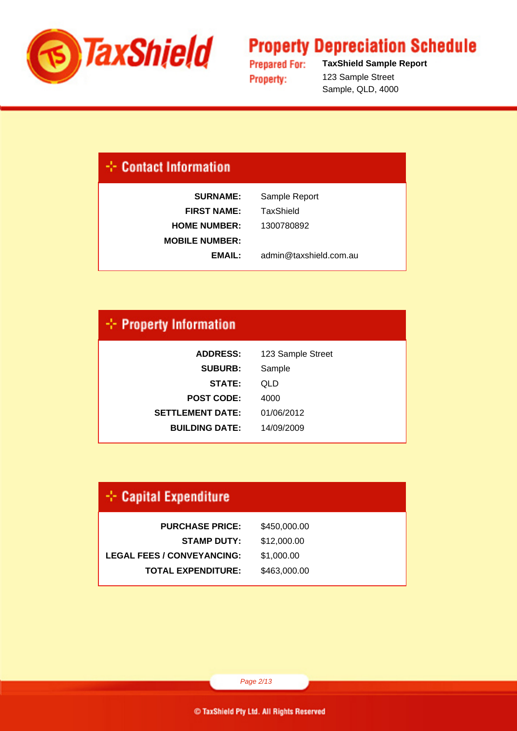# Property Depreciation Schedule

**Prepared For:** **TaxShield Sample Report**

**Property:** 123 Sample Street
Sample, QLD, 4000

## Contact Information

| | |
|---|---|
| **SURNAME:** | Sample Report |
| **FIRST NAME:** | TaxShield |
| **HOME NUMBER:** | 1300780892 |
| **MOBILE NUMBER:** | |
| **EMAIL:** | admin@taxshield.com.au |

## Property Information

| | |
|---|---|
| **ADDRESS:** | 123 Sample Street |
| **SUBURB:** | Sample |
| **STATE:** | QLD |
| **POST CODE:** | 4000 |
| **SETTLEMENT DATE:** | 01/06/2012 |
| **BUILDING DATE:** | 14/09/2009 |

## Capital Expenditure

| | |
|---|---|
| **PURCHASE PRICE:** | $450,000.00 |
| **STAMP DUTY:** | $12,000.00 |
| **LEGAL FEES / CONVEYANCING:** | $1,000.00 |
| **TOTAL EXPENDITURE:** | $463,000.00 |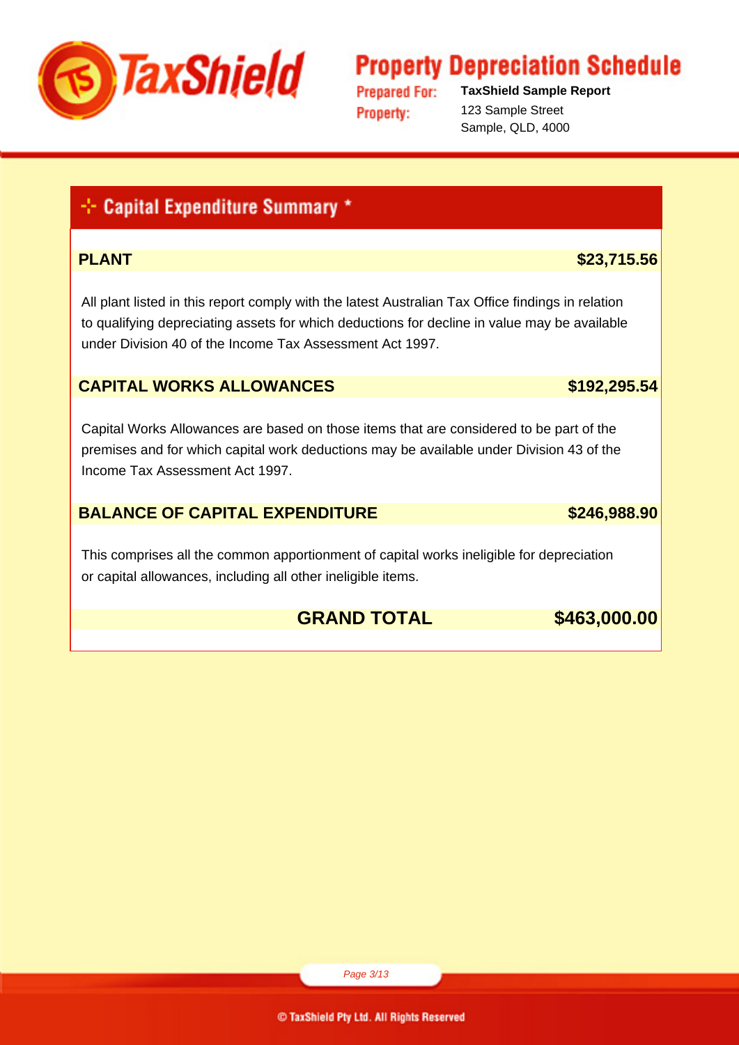# Property Depreciation Schedule

**Prepared For:** **TaxShield Sample Report**

**Property:** 123 Sample Street
Sample, QLD, 4000

## Capital Expenditure Summary *

**PLANT** **$23,715.56**

All plant listed in this report comply with the latest Australian Tax Office findings in relation to qualifying depreciating assets for which deductions for decline in value may be available under Division 40 of the Income Tax Assessment Act 1997.

**CAPITAL WORKS ALLOWANCES** **$192,295.54**

Capital Works Allowances are based on those items that are considered to be part of the premises and for which capital work deductions may be available under Division 43 of the Income Tax Assessment Act 1997.

**BALANCE OF CAPITAL EXPENDITURE** **$246,988.90**

This comprises all the common apportionment of capital works ineligible for depreciation or capital allowances, including all other ineligible items.

**GRAND TOTAL** **$463,000.00**

© TaxShield Pty Ltd. All Rights Reserved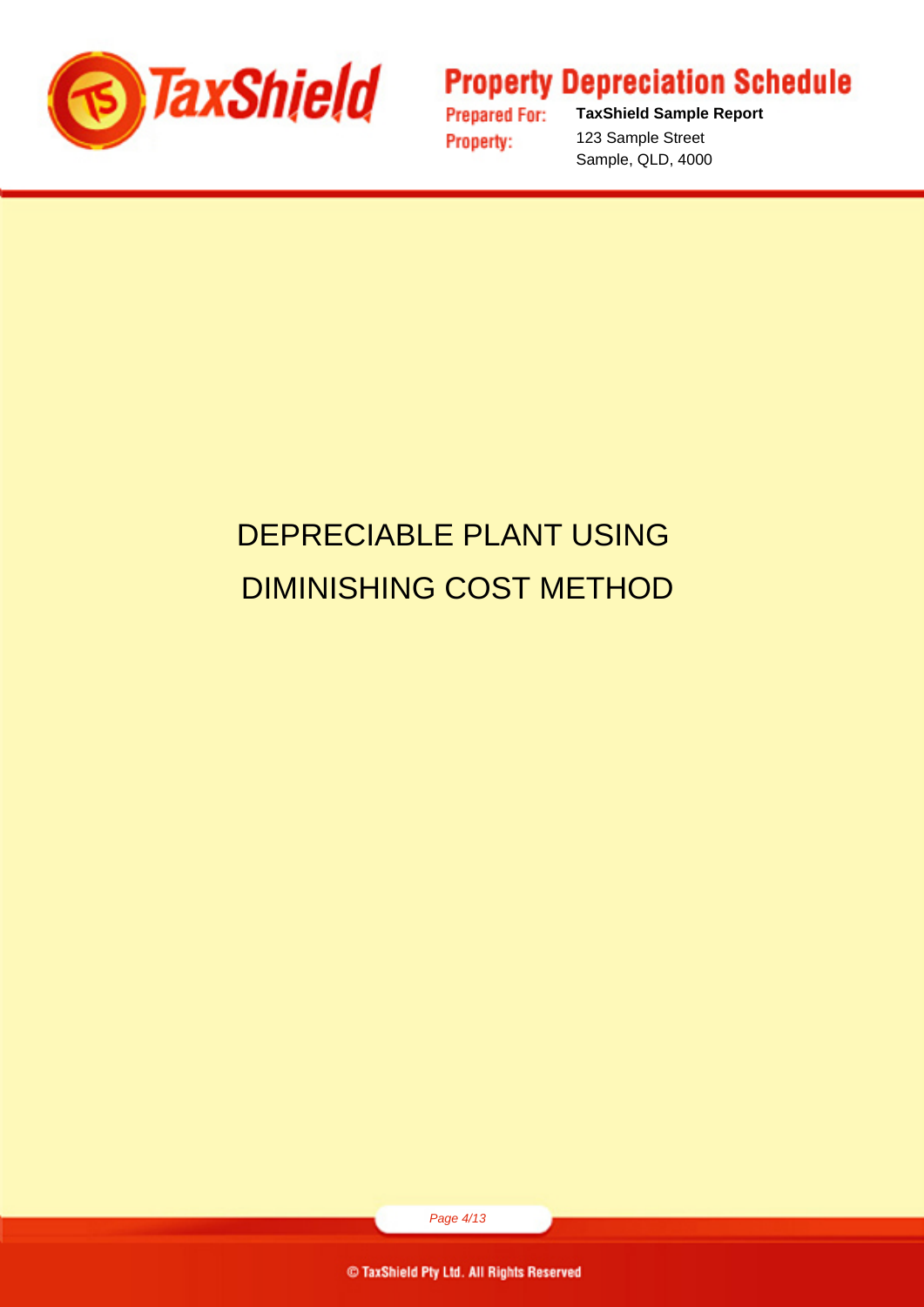# DEPRECIABLE PLANT USING DIMINISHING COST METHOD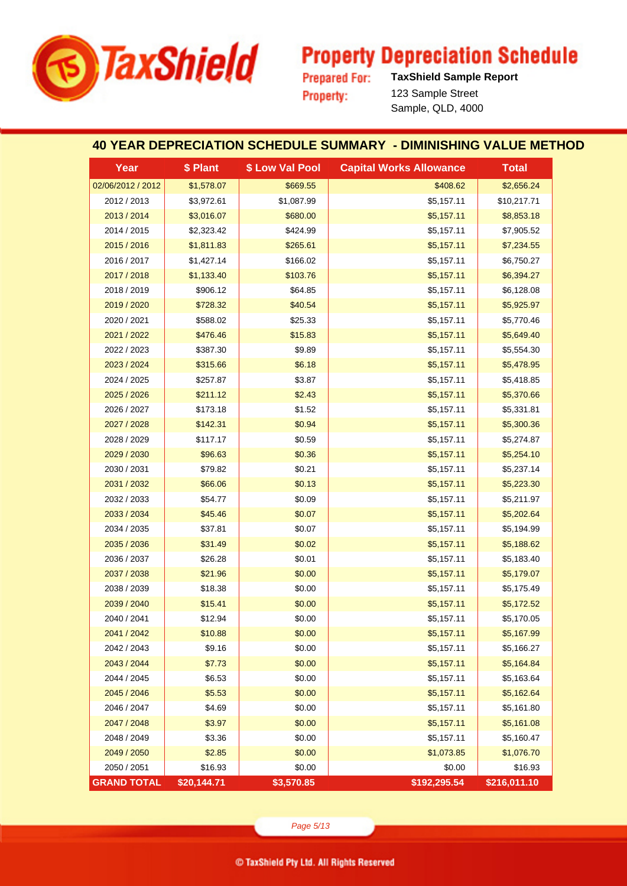# TaxShield

## Property Depreciation Schedule

**Prepared For:** TaxShield Sample Report

**Property:** 123 Sample Street
Sample, QLD, 4000

### 40 YEAR DEPRECIATION SCHEDULE SUMMARY - DIMINISHING VALUE METHOD

| Year | $ Plant | $ Low Val Pool | Capital Works Allowance | Total |
|---|---|---|---|---|
| 02/06/2012 / 2012 | $1,578.07 | $669.55 | $408.62 | $2,656.24 |
| 2012 / 2013 | $3,972.61 | $1,087.99 | $5,157.11 | $10,217.71 |
| 2013 / 2014 | $3,016.07 | $680.00 | $5,157.11 | $8,853.18 |
| 2014 / 2015 | $2,323.42 | $424.99 | $5,157.11 | $7,905.52 |
| 2015 / 2016 | $1,811.83 | $265.61 | $5,157.11 | $7,234.55 |
| 2016 / 2017 | $1,427.14 | $166.02 | $5,157.11 | $6,750.27 |
| 2017 / 2018 | $1,133.40 | $103.76 | $5,157.11 | $6,394.27 |
| 2018 / 2019 | $906.12 | $64.85 | $5,157.11 | $6,128.08 |
| 2019 / 2020 | $728.32 | $40.54 | $5,157.11 | $5,925.97 |
| 2020 / 2021 | $588.02 | $25.33 | $5,157.11 | $5,770.46 |
| 2021 / 2022 | $476.46 | $15.83 | $5,157.11 | $5,649.40 |
| 2022 / 2023 | $387.30 | $9.89 | $5,157.11 | $5,554.30 |
| 2023 / 2024 | $315.66 | $6.18 | $5,157.11 | $5,478.95 |
| 2024 / 2025 | $257.87 | $3.87 | $5,157.11 | $5,418.85 |
| 2025 / 2026 | $211.12 | $2.43 | $5,157.11 | $5,370.66 |
| 2026 / 2027 | $173.18 | $1.52 | $5,157.11 | $5,331.81 |
| 2027 / 2028 | $142.31 | $0.94 | $5,157.11 | $5,300.36 |
| 2028 / 2029 | $117.17 | $0.59 | $5,157.11 | $5,274.87 |
| 2029 / 2030 | $96.63 | $0.36 | $5,157.11 | $5,254.10 |
| 2030 / 2031 | $79.82 | $0.21 | $5,157.11 | $5,237.14 |
| 2031 / 2032 | $66.06 | $0.13 | $5,157.11 | $5,223.30 |
| 2032 / 2033 | $54.77 | $0.09 | $5,157.11 | $5,211.97 |
| 2033 / 2034 | $45.46 | $0.07 | $5,157.11 | $5,202.64 |
| 2034 / 2035 | $37.81 | $0.07 | $5,157.11 | $5,194.99 |
| 2035 / 2036 | $31.49 | $0.02 | $5,157.11 | $5,188.62 |
| 2036 / 2037 | $26.28 | $0.01 | $5,157.11 | $5,183.40 |
| 2037 / 2038 | $21.96 | $0.00 | $5,157.11 | $5,179.07 |
| 2038 / 2039 | $18.38 | $0.00 | $5,157.11 | $5,175.49 |
| 2039 / 2040 | $15.41 | $0.00 | $5,157.11 | $5,172.52 |
| 2040 / 2041 | $12.94 | $0.00 | $5,157.11 | $5,170.05 |
| 2041 / 2042 | $10.88 | $0.00 | $5,157.11 | $5,167.99 |
| 2042 / 2043 | $9.16 | $0.00 | $5,157.11 | $5,166.27 |
| 2043 / 2044 | $7.73 | $0.00 | $5,157.11 | $5,164.84 |
| 2044 / 2045 | $6.53 | $0.00 | $5,157.11 | $5,163.64 |
| 2045 / 2046 | $5.53 | $0.00 | $5,157.11 | $5,162.64 |
| 2046 / 2047 | $4.69 | $0.00 | $5,157.11 | $5,161.80 |
| 2047 / 2048 | $3.97 | $0.00 | $5,157.11 | $5,161.08 |
| 2048 / 2049 | $3.36 | $0.00 | $5,157.11 | $5,160.47 |
| 2049 / 2050 | $2.85 | $0.00 | $1,073.85 | $1,076.70 |
| 2050 / 2051 | $16.93 | $0.00 | $0.00 | $16.93 |
| **GRAND TOTAL** | **$20,144.71** | **$3,570.85** | **$192,295.54** | **$216,011.10** |

© TaxShield Pty Ltd. All Rights Reserved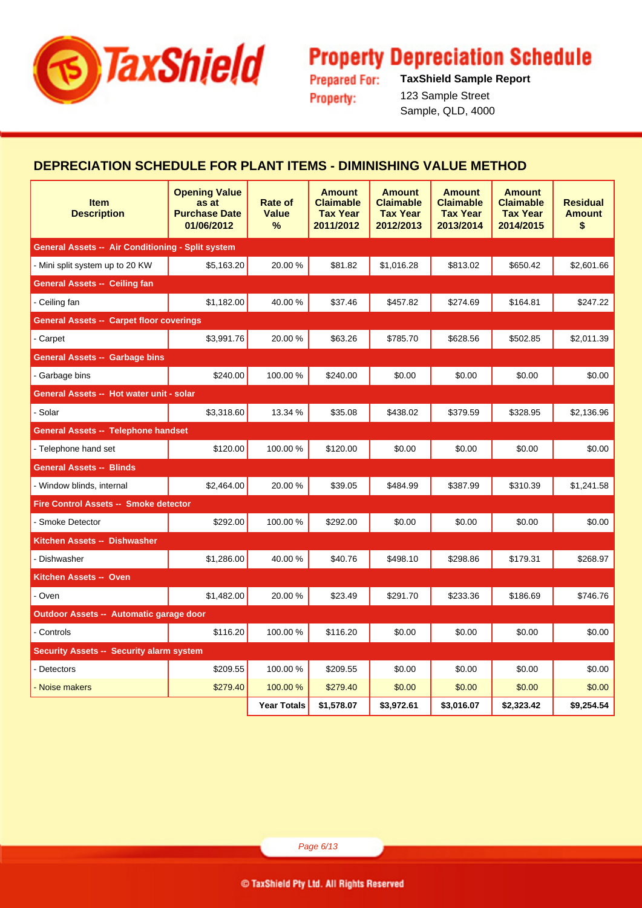# Property Depreciation Schedule

**Prepared For:** TaxShield Sample Report

**Property:** 123 Sample Street
Sample, QLD, 4000

## DEPRECIATION SCHEDULE FOR PLANT ITEMS - DIMINISHING VALUE METHOD

| Item Description | Opening Value as at Purchase Date 01/06/2012 | Rate of Value % | Amount Claimable Tax Year 2011/2012 | Amount Claimable Tax Year 2012/2013 | Amount Claimable Tax Year 2013/2014 | Amount Claimable Tax Year 2014/2015 | Residual Amount $ |
|---|---|---|---|---|---|---|---|
| **General Assets -- Air Conditioning - Split system** | | | | | | | |
| - Mini split system up to 20 KW | $5,163.20 | 20.00 % | $81.82 | $1,016.28 | $813.02 | $650.42 | $2,601.66 |
| **General Assets -- Ceiling fan** | | | | | | | |
| - Ceiling fan | $1,182.00 | 40.00 % | $37.46 | $457.82 | $274.69 | $164.81 | $247.22 |
| **General Assets -- Carpet floor coverings** | | | | | | | |
| - Carpet | $3,991.76 | 20.00 % | $63.26 | $785.70 | $628.56 | $502.85 | $2,011.39 |
| **General Assets -- Garbage bins** | | | | | | | |
| - Garbage bins | $240.00 | 100.00 % | $240.00 | $0.00 | $0.00 | $0.00 | $0.00 |
| **General Assets -- Hot water unit - solar** | | | | | | | |
| - Solar | $3,318.60 | 13.34 % | $35.08 | $438.02 | $379.59 | $328.95 | $2,136.96 |
| **General Assets -- Telephone handset** | | | | | | | |
| - Telephone hand set | $120.00 | 100.00 % | $120.00 | $0.00 | $0.00 | $0.00 | $0.00 |
| **General Assets -- Blinds** | | | | | | | |
| - Window blinds, internal | $2,464.00 | 20.00 % | $39.05 | $484.99 | $387.99 | $310.39 | $1,241.58 |
| **Fire Control Assets -- Smoke detector** | | | | | | | |
| - Smoke Detector | $292.00 | 100.00 % | $292.00 | $0.00 | $0.00 | $0.00 | $0.00 |
| **Kitchen Assets -- Dishwasher** | | | | | | | |
| - Dishwasher | $1,286.00 | 40.00 % | $40.76 | $498.10 | $298.86 | $179.31 | $268.97 |
| **Kitchen Assets -- Oven** | | | | | | | |
| - Oven | $1,482.00 | 20.00 % | $23.49 | $291.70 | $233.36 | $186.69 | $746.76 |
| **Outdoor Assets -- Automatic garage door** | | | | | | | |
| - Controls | $116.20 | 100.00 % | $116.20 | $0.00 | $0.00 | $0.00 | $0.00 |
| **Security Assets -- Security alarm system** | | | | | | | |
| - Detectors | $209.55 | 100.00 % | $209.55 | $0.00 | $0.00 | $0.00 | $0.00 |
| - Noise makers | $279.40 | 100.00 % | $279.40 | $0.00 | $0.00 | $0.00 | $0.00 |
| | | **Year Totals** | **$1,578.07** | **$3,972.61** | **$3,016.07** | **$2,323.42** | **$9,254.54** |

© TaxShield Pty Ltd. All Rights Reserved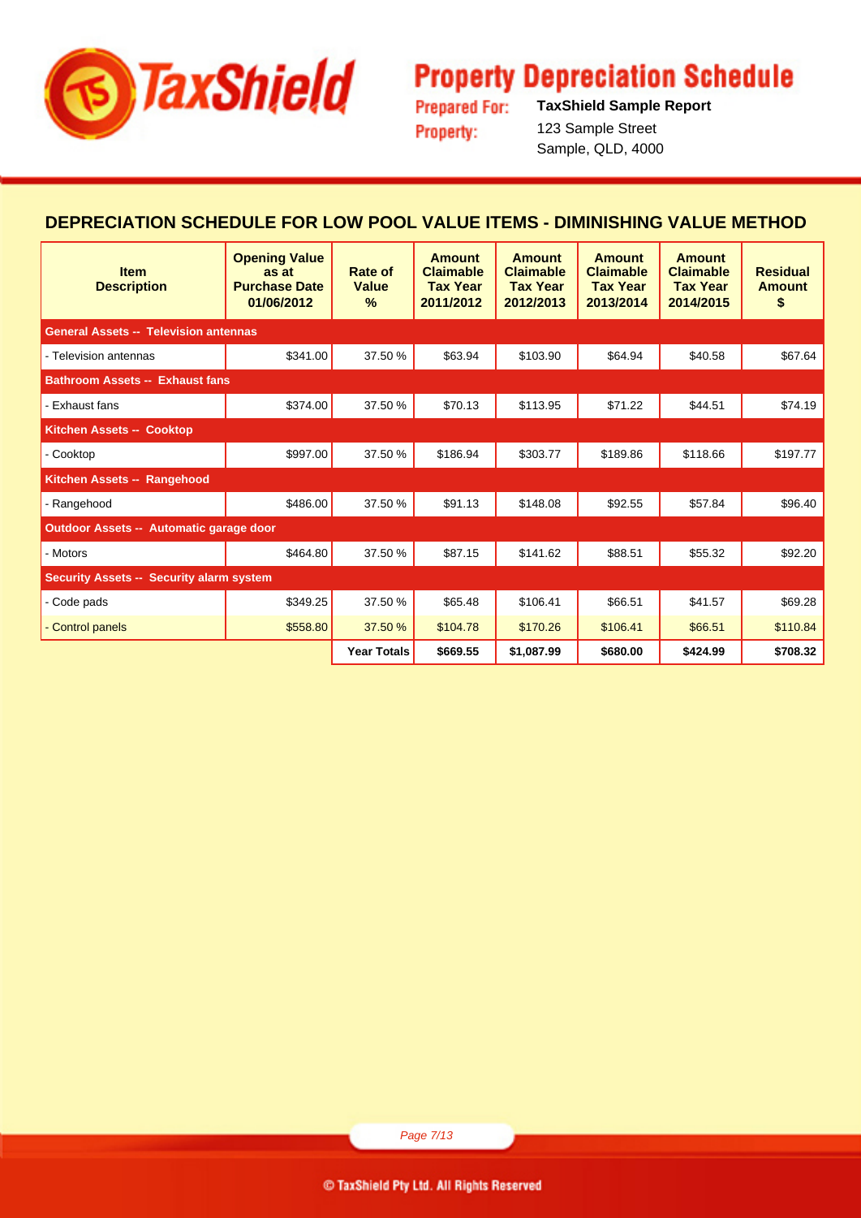# Property Depreciation Schedule

**Prepared For:** **TaxShield Sample Report**

**Property:** 123 Sample Street
Sample, QLD, 4000

## DEPRECIATION SCHEDULE FOR LOW POOL VALUE ITEMS - DIMINISHING VALUE METHOD

| Item Description | Opening Value as at Purchase Date 01/06/2012 | Rate of Value % | Amount Claimable Tax Year 2011/2012 | Amount Claimable Tax Year 2012/2013 | Amount Claimable Tax Year 2013/2014 | Amount Claimable Tax Year 2014/2015 | Residual Amount $ |
|---|---|---|---|---|---|---|---|
| **General Assets -- Television antennas** | | | | | | | |
| - Television antennas | $341.00 | 37.50 % | $63.94 | $103.90 | $64.94 | $40.58 | $67.64 |
| **Bathroom Assets -- Exhaust fans** | | | | | | | |
| - Exhaust fans | $374.00 | 37.50 % | $70.13 | $113.95 | $71.22 | $44.51 | $74.19 |
| **Kitchen Assets -- Cooktop** | | | | | | | |
| - Cooktop | $997.00 | 37.50 % | $186.94 | $303.77 | $189.86 | $118.66 | $197.77 |
| **Kitchen Assets -- Rangehood** | | | | | | | |
| - Rangehood | $486.00 | 37.50 % | $91.13 | $148.08 | $92.55 | $57.84 | $96.40 |
| **Outdoor Assets -- Automatic garage door** | | | | | | | |
| - Motors | $464.80 | 37.50 % | $87.15 | $141.62 | $88.51 | $55.32 | $92.20 |
| **Security Assets -- Security alarm system** | | | | | | | |
| - Code pads | $349.25 | 37.50 % | $65.48 | $106.41 | $66.51 | $41.57 | $69.28 |
| - Control panels | $558.80 | 37.50 % | $104.78 | $170.26 | $106.41 | $66.51 | $110.84 |
| | | **Year Totals** | **$669.55** | **$1,087.99** | **$680.00** | **$424.99** | **$708.32** |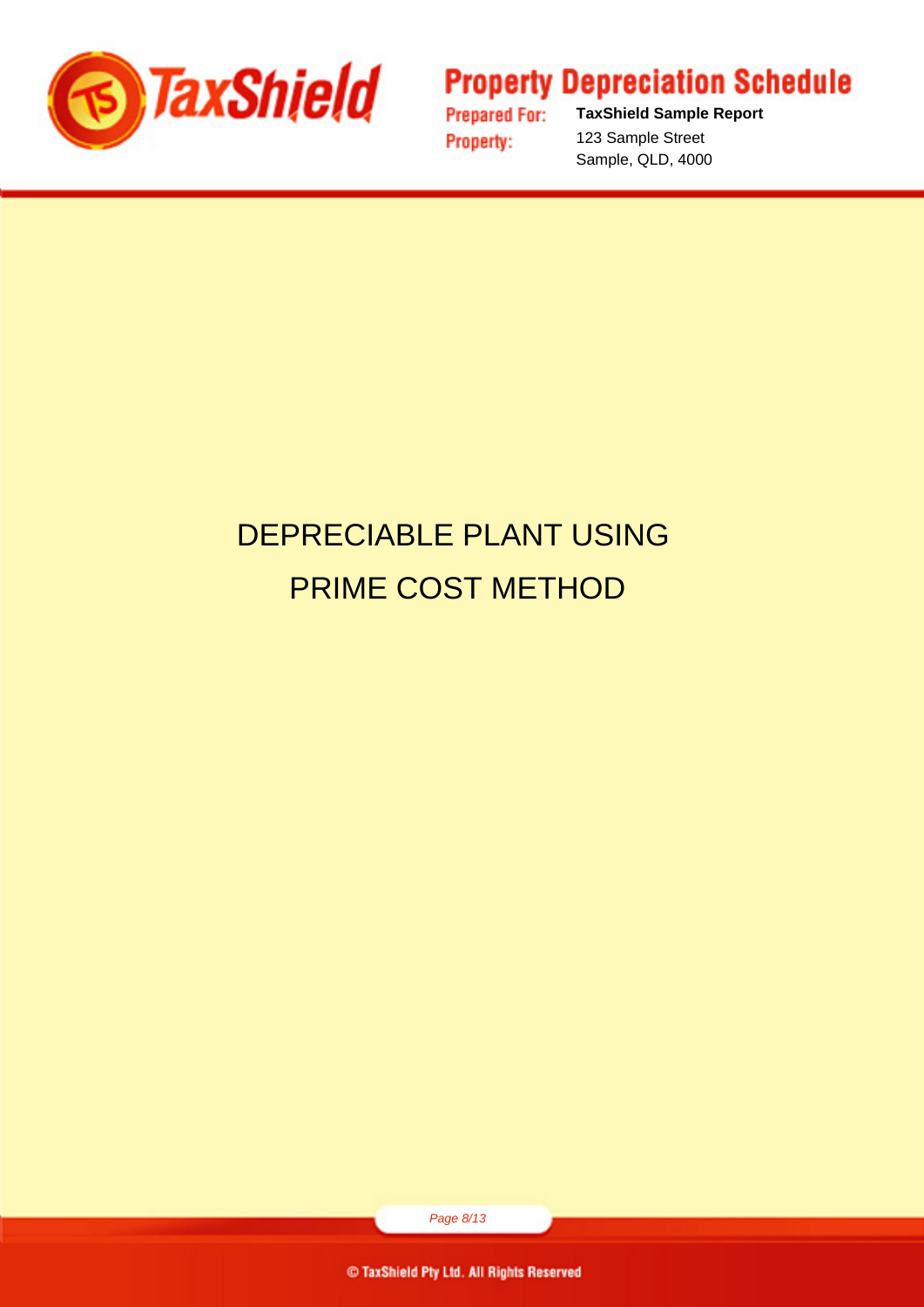# DEPRECIABLE PLANT USING PRIME COST METHOD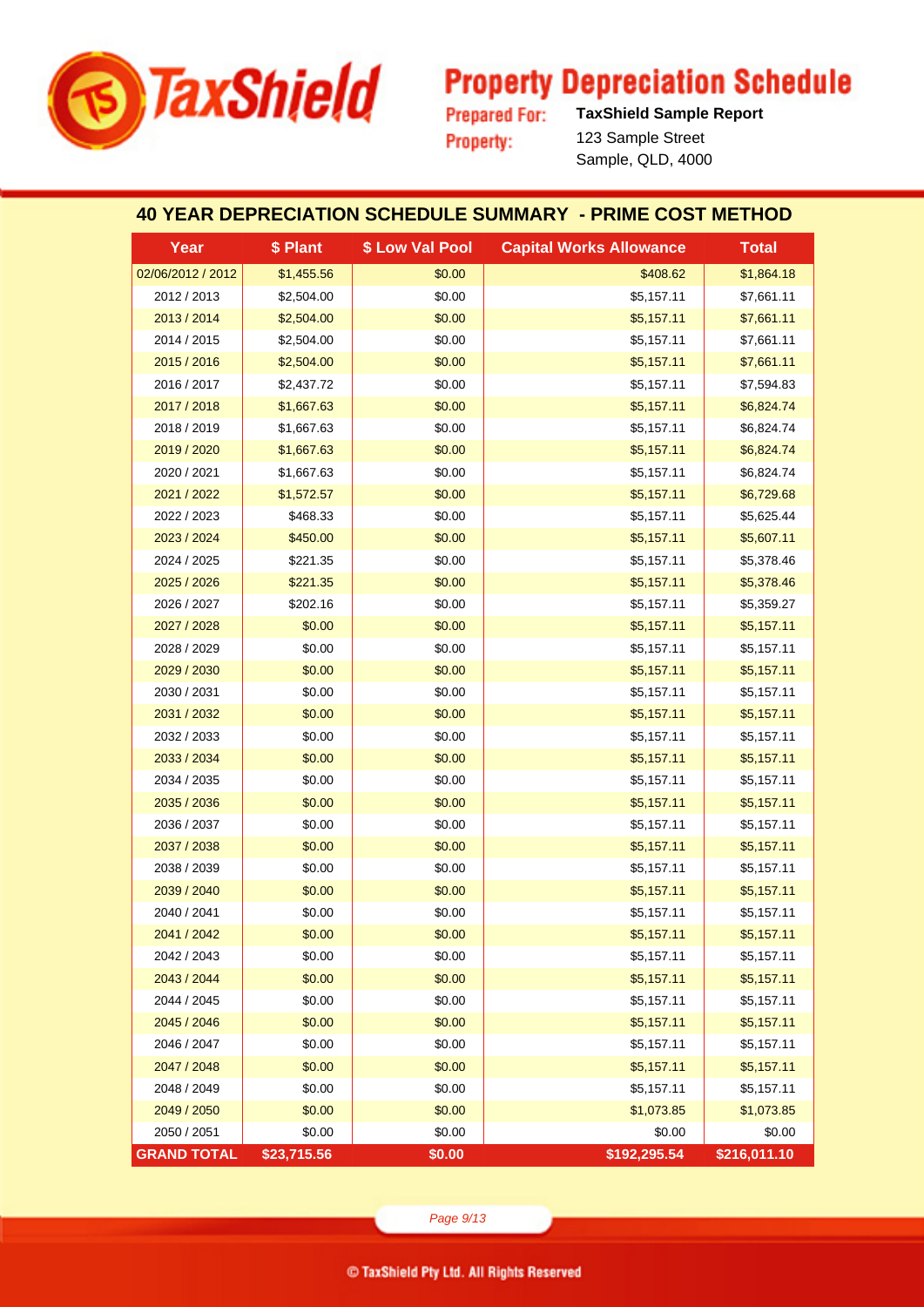# Property Depreciation Schedule

**Prepared For:** TaxShield Sample Report
**Property:** 123 Sample Street
Sample, QLD, 4000

## 40 YEAR DEPRECIATION SCHEDULE SUMMARY - PRIME COST METHOD

| Year | $ Plant | $ Low Val Pool | Capital Works Allowance | Total |
|---|---|---|---|---|
| 02/06/2012 / 2012 | $1,455.56 | $0.00 | $408.62 | $1,864.18 |
| 2012 / 2013 | $2,504.00 | $0.00 | $5,157.11 | $7,661.11 |
| 2013 / 2014 | $2,504.00 | $0.00 | $5,157.11 | $7,661.11 |
| 2014 / 2015 | $2,504.00 | $0.00 | $5,157.11 | $7,661.11 |
| 2015 / 2016 | $2,504.00 | $0.00 | $5,157.11 | $7,661.11 |
| 2016 / 2017 | $2,437.72 | $0.00 | $5,157.11 | $7,594.83 |
| 2017 / 2018 | $1,667.63 | $0.00 | $5,157.11 | $6,824.74 |
| 2018 / 2019 | $1,667.63 | $0.00 | $5,157.11 | $6,824.74 |
| 2019 / 2020 | $1,667.63 | $0.00 | $5,157.11 | $6,824.74 |
| 2020 / 2021 | $1,667.63 | $0.00 | $5,157.11 | $6,824.74 |
| 2021 / 2022 | $1,572.57 | $0.00 | $5,157.11 | $6,729.68 |
| 2022 / 2023 | $468.33 | $0.00 | $5,157.11 | $5,625.44 |
| 2023 / 2024 | $450.00 | $0.00 | $5,157.11 | $5,607.11 |
| 2024 / 2025 | $221.35 | $0.00 | $5,157.11 | $5,378.46 |
| 2025 / 2026 | $221.35 | $0.00 | $5,157.11 | $5,378.46 |
| 2026 / 2027 | $202.16 | $0.00 | $5,157.11 | $5,359.27 |
| 2027 / 2028 | $0.00 | $0.00 | $5,157.11 | $5,157.11 |
| 2028 / 2029 | $0.00 | $0.00 | $5,157.11 | $5,157.11 |
| 2029 / 2030 | $0.00 | $0.00 | $5,157.11 | $5,157.11 |
| 2030 / 2031 | $0.00 | $0.00 | $5,157.11 | $5,157.11 |
| 2031 / 2032 | $0.00 | $0.00 | $5,157.11 | $5,157.11 |
| 2032 / 2033 | $0.00 | $0.00 | $5,157.11 | $5,157.11 |
| 2033 / 2034 | $0.00 | $0.00 | $5,157.11 | $5,157.11 |
| 2034 / 2035 | $0.00 | $0.00 | $5,157.11 | $5,157.11 |
| 2035 / 2036 | $0.00 | $0.00 | $5,157.11 | $5,157.11 |
| 2036 / 2037 | $0.00 | $0.00 | $5,157.11 | $5,157.11 |
| 2037 / 2038 | $0.00 | $0.00 | $5,157.11 | $5,157.11 |
| 2038 / 2039 | $0.00 | $0.00 | $5,157.11 | $5,157.11 |
| 2039 / 2040 | $0.00 | $0.00 | $5,157.11 | $5,157.11 |
| 2040 / 2041 | $0.00 | $0.00 | $5,157.11 | $5,157.11 |
| 2041 / 2042 | $0.00 | $0.00 | $5,157.11 | $5,157.11 |
| 2042 / 2043 | $0.00 | $0.00 | $5,157.11 | $5,157.11 |
| 2043 / 2044 | $0.00 | $0.00 | $5,157.11 | $5,157.11 |
| 2044 / 2045 | $0.00 | $0.00 | $5,157.11 | $5,157.11 |
| 2045 / 2046 | $0.00 | $0.00 | $5,157.11 | $5,157.11 |
| 2046 / 2047 | $0.00 | $0.00 | $5,157.11 | $5,157.11 |
| 2047 / 2048 | $0.00 | $0.00 | $5,157.11 | $5,157.11 |
| 2048 / 2049 | $0.00 | $0.00 | $5,157.11 | $5,157.11 |
| 2049 / 2050 | $0.00 | $0.00 | $1,073.85 | $1,073.85 |
| 2050 / 2051 | $0.00 | $0.00 | $0.00 | $0.00 |
| **GRAND TOTAL** | **$23,715.56** | **$0.00** | **$192,295.54** | **$216,011.10** |

© TaxShield Pty Ltd. All Rights Reserved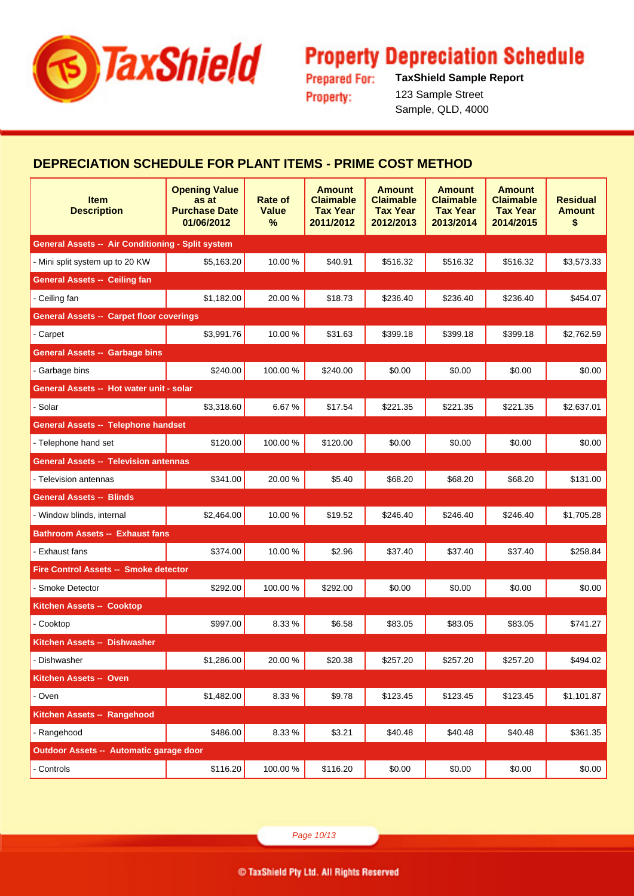# Property Depreciation Schedule

**Prepared For:** TaxShield Sample Report

**Property:** 123 Sample Street
Sample, QLD, 4000

## DEPRECIATION SCHEDULE FOR PLANT ITEMS - PRIME COST METHOD

| Item Description | Opening Value as at Purchase Date 01/06/2012 | Rate of Value % | Amount Claimable Tax Year 2011/2012 | Amount Claimable Tax Year 2012/2013 | Amount Claimable Tax Year 2013/2014 | Amount Claimable Tax Year 2014/2015 | Residual Amount $ |
|---|---|---|---|---|---|---|---|
| **General Assets -- Air Conditioning - Split system** | | | | | | | |
| - Mini split system up to 20 KW | $5,163.20 | 10.00 % | $40.91 | $516.32 | $516.32 | $516.32 | $3,573.33 |
| **General Assets -- Ceiling fan** | | | | | | | |
| - Ceiling fan | $1,182.00 | 20.00 % | $18.73 | $236.40 | $236.40 | $236.40 | $454.07 |
| **General Assets -- Carpet floor coverings** | | | | | | | |
| - Carpet | $3,991.76 | 10.00 % | $31.63 | $399.18 | $399.18 | $399.18 | $2,762.59 |
| **General Assets -- Garbage bins** | | | | | | | |
| - Garbage bins | $240.00 | 100.00 % | $240.00 | $0.00 | $0.00 | $0.00 | $0.00 |
| **General Assets -- Hot water unit - solar** | | | | | | | |
| - Solar | $3,318.60 | 6.67 % | $17.54 | $221.35 | $221.35 | $221.35 | $2,637.01 |
| **General Assets -- Telephone handset** | | | | | | | |
| - Telephone hand set | $120.00 | 100.00 % | $120.00 | $0.00 | $0.00 | $0.00 | $0.00 |
| **General Assets -- Television antennas** | | | | | | | |
| - Television antennas | $341.00 | 20.00 % | $5.40 | $68.20 | $68.20 | $68.20 | $131.00 |
| **General Assets -- Blinds** | | | | | | | |
| - Window blinds, internal | $2,464.00 | 10.00 % | $19.52 | $246.40 | $246.40 | $246.40 | $1,705.28 |
| **Bathroom Assets -- Exhaust fans** | | | | | | | |
| - Exhaust fans | $374.00 | 10.00 % | $2.96 | $37.40 | $37.40 | $37.40 | $258.84 |
| **Fire Control Assets -- Smoke detector** | | | | | | | |
| - Smoke Detector | $292.00 | 100.00 % | $292.00 | $0.00 | $0.00 | $0.00 | $0.00 |
| **Kitchen Assets -- Cooktop** | | | | | | | |
| - Cooktop | $997.00 | 8.33 % | $6.58 | $83.05 | $83.05 | $83.05 | $741.27 |
| **Kitchen Assets -- Dishwasher** | | | | | | | |
| - Dishwasher | $1,286.00 | 20.00 % | $20.38 | $257.20 | $257.20 | $257.20 | $494.02 |
| **Kitchen Assets -- Oven** | | | | | | | |
| - Oven | $1,482.00 | 8.33 % | $9.78 | $123.45 | $123.45 | $123.45 | $1,101.87 |
| **Kitchen Assets -- Rangehood** | | | | | | | |
| - Rangehood | $486.00 | 8.33 % | $3.21 | $40.48 | $40.48 | $40.48 | $361.35 |
| **Outdoor Assets -- Automatic garage door** | | | | | | | |
| - Controls | $116.20 | 100.00 % | $116.20 | $0.00 | $0.00 | $0.00 | $0.00 |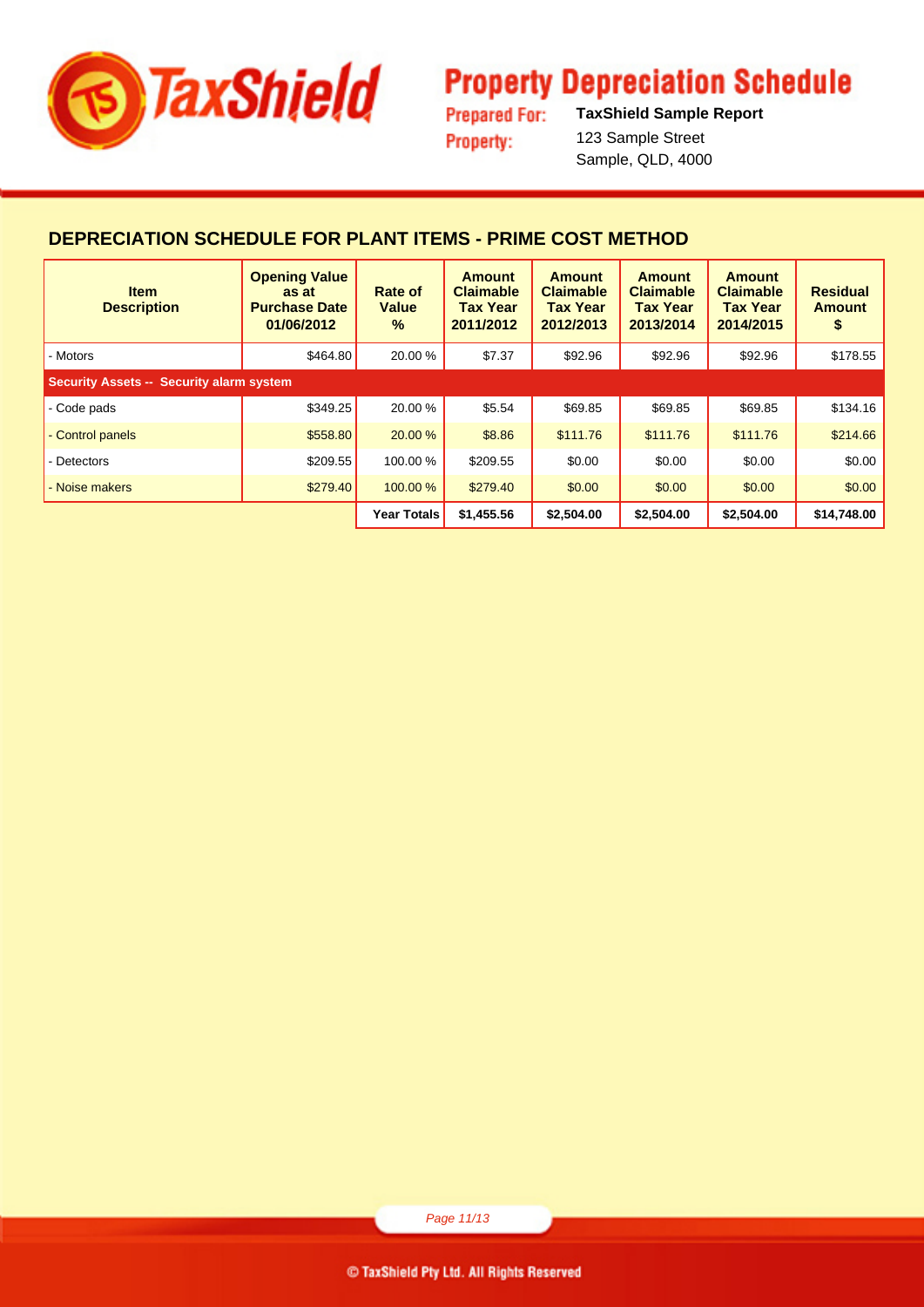# Property Depreciation Schedule

**Prepared For:** TaxShield Sample Report

**Property:** 123 Sample Street
Sample, QLD, 4000

## DEPRECIATION SCHEDULE FOR PLANT ITEMS - PRIME COST METHOD

| Item Description | Opening Value as at Purchase Date 01/06/2012 | Rate of Value % | Amount Claimable Tax Year 2011/2012 | Amount Claimable Tax Year 2012/2013 | Amount Claimable Tax Year 2013/2014 | Amount Claimable Tax Year 2014/2015 | Residual Amount $ |
|---|---|---|---|---|---|---|---|
| - Motors | $464.80 | 20.00 % | $7.37 | $92.96 | $92.96 | $92.96 | $178.55 |
| **Security Assets -- Security alarm system** | | | | | | | |
| - Code pads | $349.25 | 20.00 % | $5.54 | $69.85 | $69.85 | $69.85 | $134.16 |
| - Control panels | $558.80 | 20.00 % | $8.86 | $111.76 | $111.76 | $111.76 | $214.66 |
| - Detectors | $209.55 | 100.00 % | $209.55 | $0.00 | $0.00 | $0.00 | $0.00 |
| - Noise makers | $279.40 | 100.00 % | $279.40 | $0.00 | $0.00 | $0.00 | $0.00 |
| | | **Year Totals** | **$1,455.56** | **$2,504.00** | **$2,504.00** | **$2,504.00** | **$14,748.00** |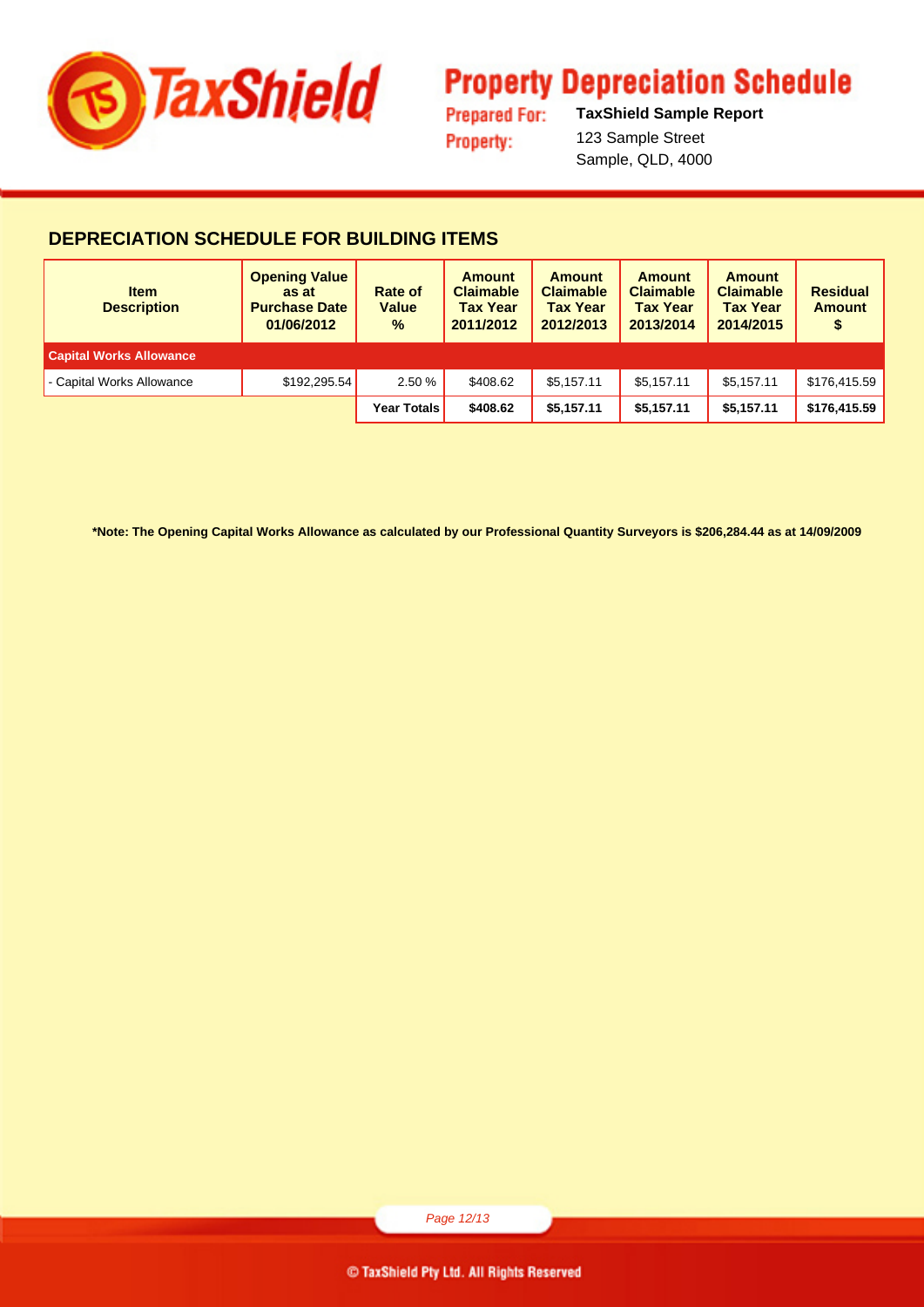# Property Depreciation Schedule

**Prepared For:** **TaxShield Sample Report**

**Property:** 123 Sample Street
Sample, QLD, 4000

## DEPRECIATION SCHEDULE FOR BUILDING ITEMS

| Item Description | Opening Value as at Purchase Date 01/06/2012 | Rate of Value % | Amount Claimable Tax Year 2011/2012 | Amount Claimable Tax Year 2012/2013 | Amount Claimable Tax Year 2013/2014 | Amount Claimable Tax Year 2014/2015 | Residual Amount $ |
|---|---|---|---|---|---|---|---|
| **Capital Works Allowance** | | | | | | | |
| - Capital Works Allowance | $192,295.54 | 2.50 % | $408.62 | $5,157.11 | $5,157.11 | $5,157.11 | $176,415.59 |
| | | **Year Totals** | **$408.62** | **$5,157.11** | **$5,157.11** | **$5,157.11** | **$176,415.59** |

**\*Note: The Opening Capital Works Allowance as calculated by our Professional Quantity Surveyors is $206,284.44 as at 14/09/2009**

© TaxShield Pty Ltd. All Rights Reserved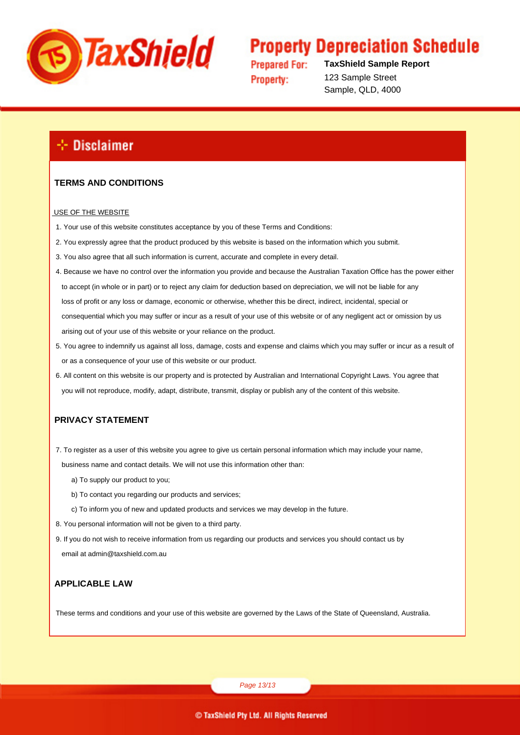# Property Depreciation Schedule

**Prepared For:** TaxShield Sample Report

**Property:** 123 Sample Street
Sample, QLD, 4000

## Disclaimer

### TERMS AND CONDITIONS

USE OF THE WEBSITE

1. Your use of this website constitutes acceptance by you of these Terms and Conditions:
2. You expressly agree that the product produced by this website is based on the information which you submit.
3. You also agree that all such information is current, accurate and complete in every detail.
4. Because we have no control over the information you provide and because the Australian Taxation Office has the power either to accept (in whole or in part) or to reject any claim for deduction based on depreciation, we will not be liable for any loss of profit or any loss or damage, economic or otherwise, whether this be direct, indirect, incidental, special or consequential which you may suffer or incur as a result of your use of this website or of any negligent act or omission by us arising out of your use of this website or your reliance on the product.
5. You agree to indemnify us against all loss, damage, costs and expense and claims which you may suffer or incur as a result of or as a consequence of your use of this website or our product.
6. All content on this website is our property and is protected by Australian and International Copyright Laws. You agree that you will not reproduce, modify, adapt, distribute, transmit, display or publish any of the content of this website.

### PRIVACY STATEMENT

7. To register as a user of this website you agree to give us certain personal information which may include your name, business name and contact details. We will not use this information other than:
   a) To supply our product to you;
   b) To contact you regarding our products and services;
   c) To inform you of new and updated products and services we may develop in the future.
8. You personal information will not be given to a third party.
9. If you do not wish to receive information from us regarding our products and services you should contact us by email at admin@taxshield.com.au

### APPLICABLE LAW

These terms and conditions and your use of this website are governed by the Laws of the State of Queensland, Australia.

© TaxShield Pty Ltd. All Rights Reserved